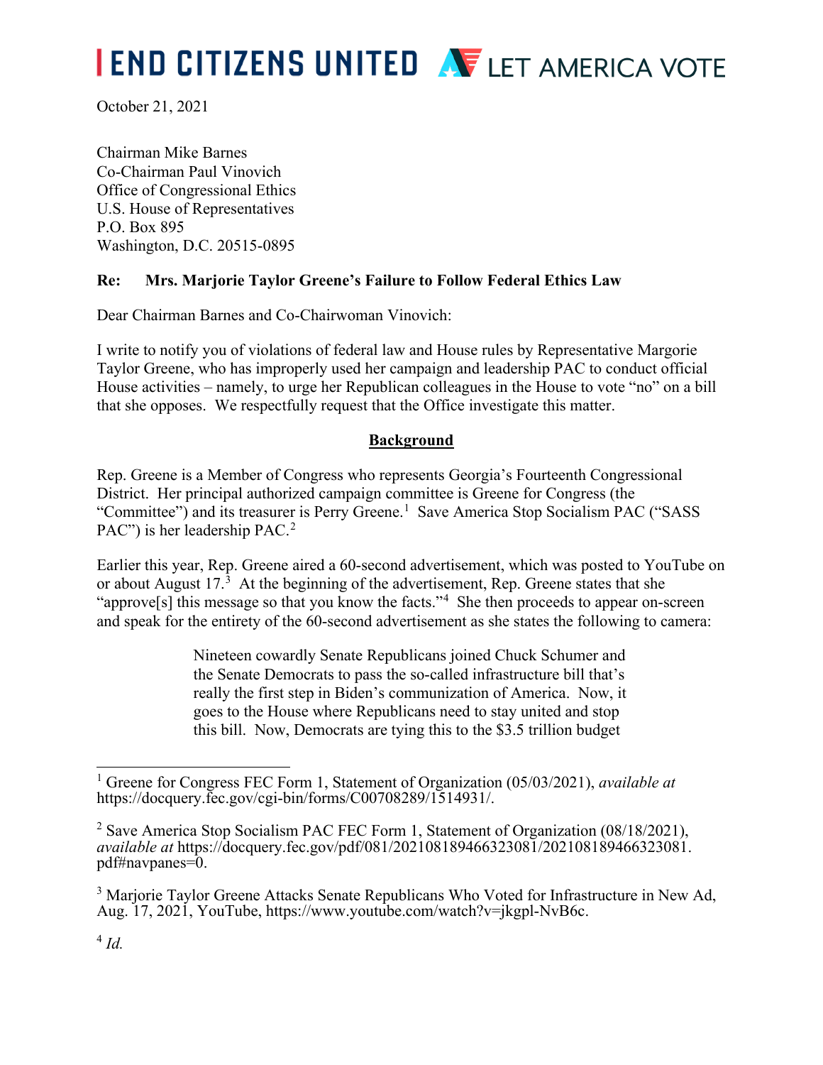END CITIZENS UNITED LET AMERICA VOTE

October 21, 2021

Chairman Mike Barnes
Co-Chairman Paul Vinovich
Office of Congressional Ethics
U.S. House of Representatives
P.O. Box 895
Washington, D.C. 20515-0895

**Re: Mrs. Marjorie Taylor Greene's Failure to Follow Federal Ethics Law**

Dear Chairman Barnes and Co-Chairwoman Vinovich:

I write to notify you of violations of federal law and House rules by Representative Margorie Taylor Greene, who has improperly used her campaign and leadership PAC to conduct official House activities – namely, to urge her Republican colleagues in the House to vote "no" on a bill that she opposes. We respectfully request that the Office investigate this matter.

**Background**

Rep. Greene is a Member of Congress who represents Georgia's Fourteenth Congressional District. Her principal authorized campaign committee is Greene for Congress (the "Committee") and its treasurer is Perry Greene.[1] Save America Stop Socialism PAC ("SASS PAC") is her leadership PAC.[2]

Earlier this year, Rep. Greene aired a 60-second advertisement, which was posted to YouTube on or about August 17.[3] At the beginning of the advertisement, Rep. Greene states that she "approve[s] this message so that you know the facts."[4] She then proceeds to appear on-screen and speak for the entirety of the 60-second advertisement as she states the following to camera:

> Nineteen cowardly Senate Republicans joined Chuck Schumer and the Senate Democrats to pass the so-called infrastructure bill that's really the first step in Biden's communization of America. Now, it goes to the House where Republicans need to stay united and stop this bill. Now, Democrats are tying this to the $3.5 trillion budget

[1] Greene for Congress FEC Form 1, Statement of Organization (05/03/2021), *available at* https://docquery.fec.gov/cgi-bin/forms/C00708289/1514931/.

[2] Save America Stop Socialism PAC FEC Form 1, Statement of Organization (08/18/2021), *available at* https://docquery.fec.gov/pdf/081/202108189466323081/202108189466323081.pdf#navpanes=0.

[3] Marjorie Taylor Greene Attacks Senate Republicans Who Voted for Infrastructure in New Ad, Aug. 17, 2021, YouTube, https://www.youtube.com/watch?v=jkgpl-NvB6c.

[4] *Id.*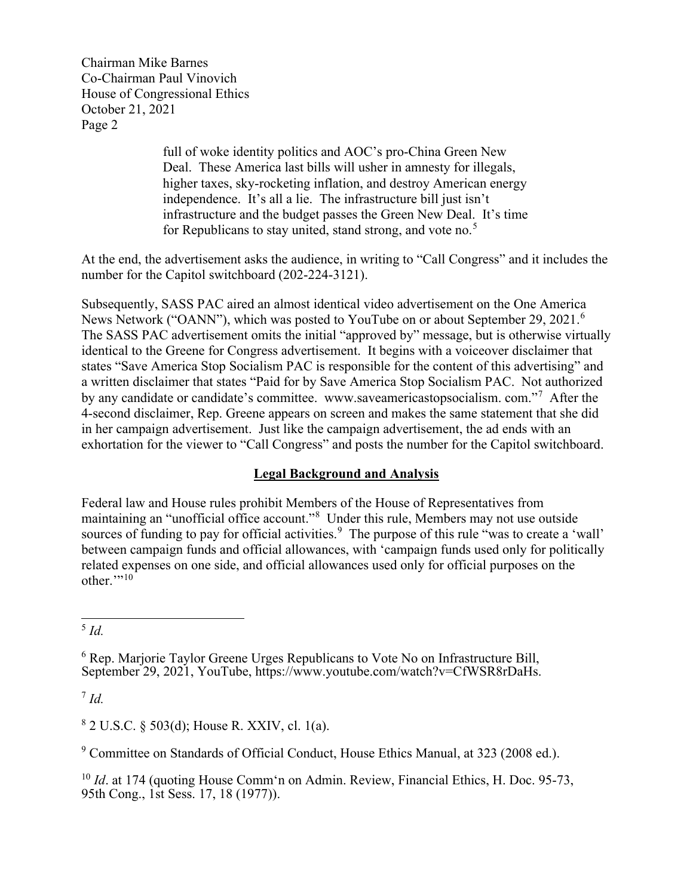> full of woke identity politics and AOC's pro-China Green New Deal. These America last bills will usher in amnesty for illegals, higher taxes, sky-rocketing inflation, and destroy American energy independence. It's all a lie. The infrastructure bill just isn't infrastructure and the budget passes the Green New Deal. It's time for Republicans to stay united, stand strong, and vote no.[5]

At the end, the advertisement asks the audience, in writing to "Call Congress" and it includes the number for the Capitol switchboard (202-224-3121).

Subsequently, SASS PAC aired an almost identical video advertisement on the One America News Network ("OANN"), which was posted to YouTube on or about September 29, 2021.[6] The SASS PAC advertisement omits the initial "approved by" message, but is otherwise virtually identical to the Greene for Congress advertisement. It begins with a voiceover disclaimer that states "Save America Stop Socialism PAC is responsible for the content of this advertising" and a written disclaimer that states "Paid for by Save America Stop Socialism PAC. Not authorized by any candidate or candidate's committee. www.saveamericastopsocialism. com."[7] After the 4-second disclaimer, Rep. Greene appears on screen and makes the same statement that she did in her campaign advertisement. Just like the campaign advertisement, the ad ends with an exhortation for the viewer to "Call Congress" and posts the number for the Capitol switchboard.

## Legal Background and Analysis

Federal law and House rules prohibit Members of the House of Representatives from maintaining an "unofficial office account."[8] Under this rule, Members may not use outside sources of funding to pay for official activities.[9] The purpose of this rule "was to create a 'wall' between campaign funds and official allowances, with 'campaign funds used only for politically related expenses on one side, and official allowances used only for official purposes on the other.'"[10]

---

[5] *Id.*

[6] Rep. Marjorie Taylor Greene Urges Republicans to Vote No on Infrastructure Bill, September 29, 2021, YouTube, https://www.youtube.com/watch?v=CfWSR8rDaHs.

[7] *Id.*

[8] 2 U.S.C. § 503(d); House R. XXIV, cl. 1(a).

[9] Committee on Standards of Official Conduct, House Ethics Manual, at 323 (2008 ed.).

[10] *Id*. at 174 (quoting House Comm'n on Admin. Review, Financial Ethics, H. Doc. 95-73, 95th Cong., 1st Sess. 17, 18 (1977)).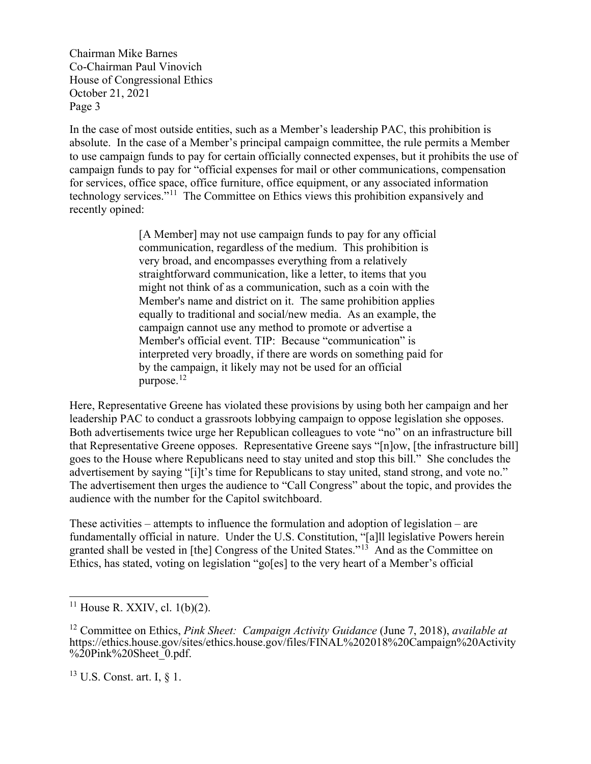In the case of most outside entities, such as a Member's leadership PAC, this prohibition is absolute. In the case of a Member's principal campaign committee, the rule permits a Member to use campaign funds to pay for certain officially connected expenses, but it prohibits the use of campaign funds to pay for "official expenses for mail or other communications, compensation for services, office space, office furniture, office equipment, or any associated information technology services."[11] The Committee on Ethics views this prohibition expansively and recently opined:

> [A Member] may not use campaign funds to pay for any official communication, regardless of the medium. This prohibition is very broad, and encompasses everything from a relatively straightforward communication, like a letter, to items that you might not think of as a communication, such as a coin with the Member's name and district on it. The same prohibition applies equally to traditional and social/new media. As an example, the campaign cannot use any method to promote or advertise a Member's official event. TIP: Because "communication" is interpreted very broadly, if there are words on something paid for by the campaign, it likely may not be used for an official purpose.[12]

Here, Representative Greene has violated these provisions by using both her campaign and her leadership PAC to conduct a grassroots lobbying campaign to oppose legislation she opposes. Both advertisements twice urge her Republican colleagues to vote "no" on an infrastructure bill that Representative Greene opposes. Representative Greene says "[n]ow, [the infrastructure bill] goes to the House where Republicans need to stay united and stop this bill." She concludes the advertisement by saying "[i]t's time for Republicans to stay united, stand strong, and vote no." The advertisement then urges the audience to "Call Congress" about the topic, and provides the audience with the number for the Capitol switchboard.

These activities – attempts to influence the formulation and adoption of legislation – are fundamentally official in nature. Under the U.S. Constitution, "[a]ll legislative Powers herein granted shall be vested in [the] Congress of the United States."[13] And as the Committee on Ethics, has stated, voting on legislation "go[es] to the very heart of a Member's official

---

[11] House R. XXIV, cl. 1(b)(2).

[12] Committee on Ethics, *Pink Sheet: Campaign Activity Guidance* (June 7, 2018), *available at* https://ethics.house.gov/sites/ethics.house.gov/files/FINAL%202018%20Campaign%20Activity%20Pink%20Sheet_0.pdf.

[13] U.S. Const. art. I, § 1.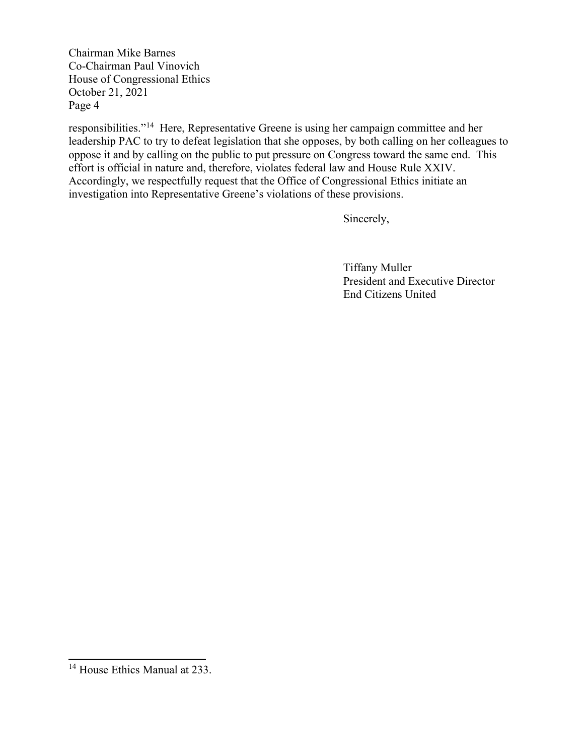responsibilities."[14] Here, Representative Greene is using her campaign committee and her leadership PAC to try to defeat legislation that she opposes, by both calling on her colleagues to oppose it and by calling on the public to put pressure on Congress toward the same end. This effort is official in nature and, therefore, violates federal law and House Rule XXIV. Accordingly, we respectfully request that the Office of Congressional Ethics initiate an investigation into Representative Greene's violations of these provisions.

Sincerely,

Tiffany Muller
President and Executive Director
End Citizens United

---

[14] House Ethics Manual at 233.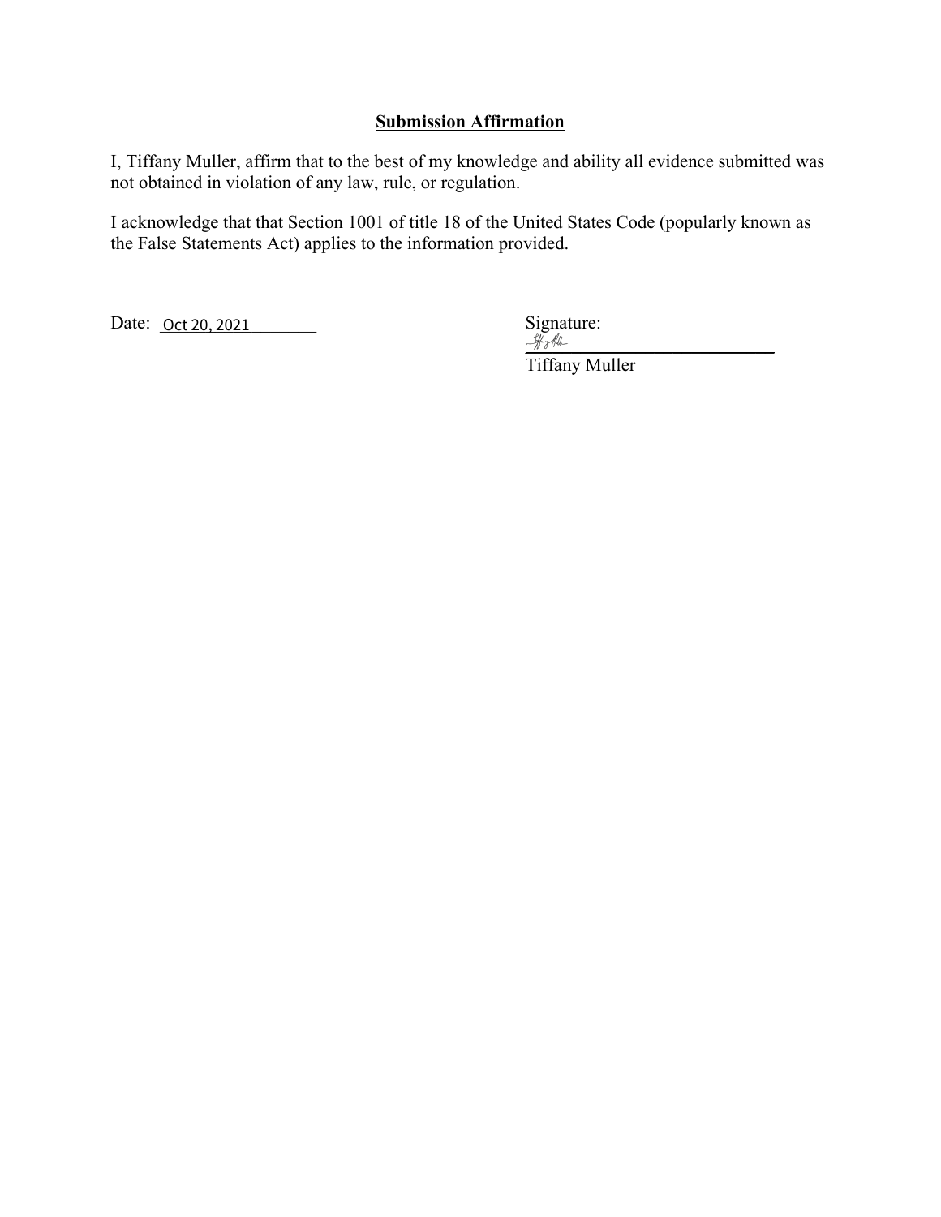**Submission Affirmation**

I, Tiffany Muller, affirm that to the best of my knowledge and ability all evidence submitted was not obtained in violation of any law, rule, or regulation.

I acknowledge that that Section 1001 of title 18 of the United States Code (popularly known as the False Statements Act) applies to the information provided.

Date: Oct 20, 2021

Signature:

Tiffany Muller